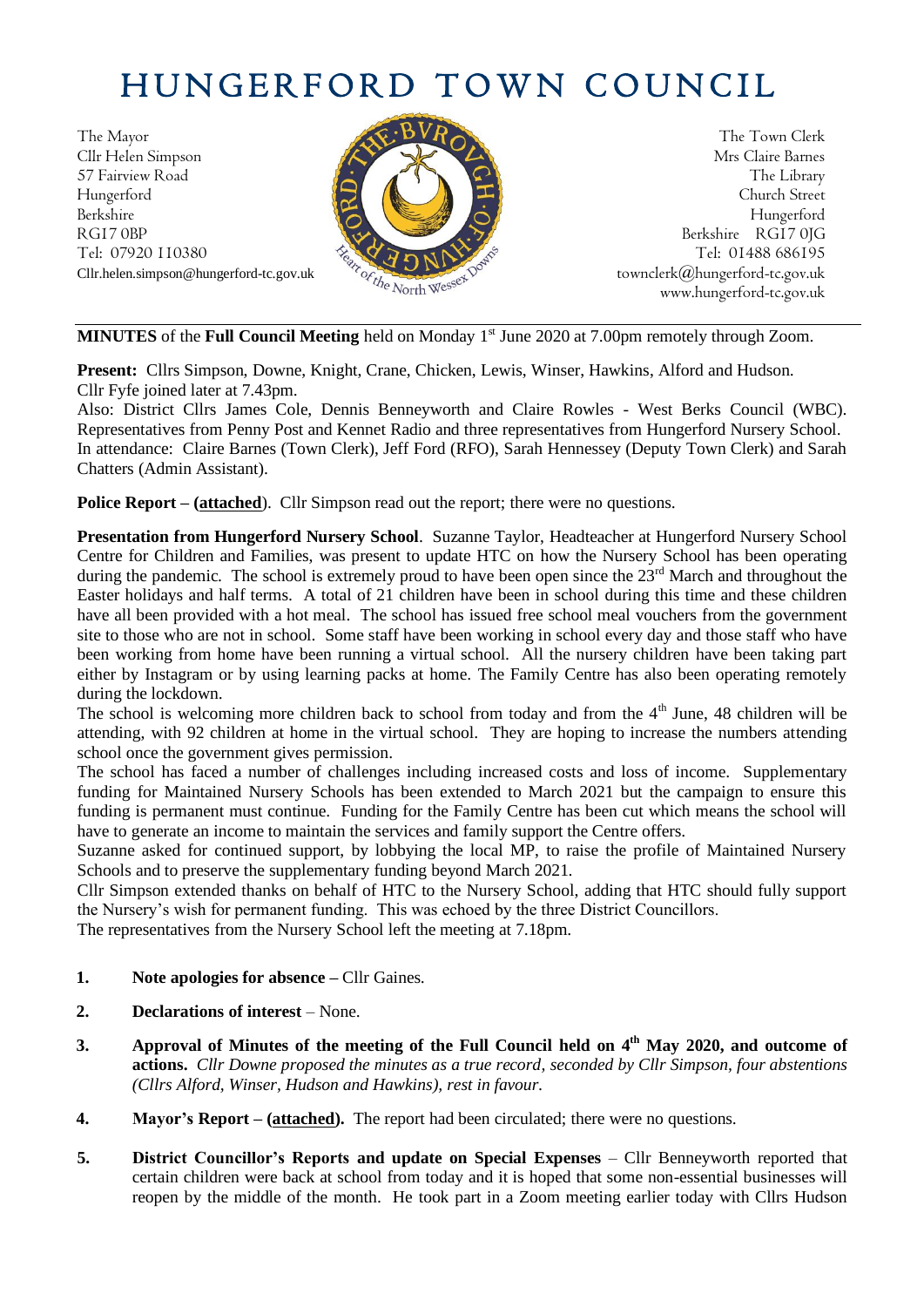# HUNGERFORD TOWN COUNCIL

The Mayor
Cllr Helen Simpson
57 Fairview Road
Hungerford
Berkshire
RG17 0BP
Tel: 07920 110380
Cllr.helen.simpson@hungerford-tc.gov.uk

The Town Clerk
Mrs Claire Barnes
The Library
Church Street
Hungerford
Berkshire RG17 0JG
Tel: 01488 686195
townclerk@hungerford-tc.gov.uk
www.hungerford-tc.gov.uk

---

**MINUTES** of the **Full Council Meeting** held on Monday 1st June 2020 at 7.00pm remotely through Zoom.

**Present:** Cllrs Simpson, Downe, Knight, Crane, Chicken, Lewis, Winser, Hawkins, Alford and Hudson. Cllr Fyfe joined later at 7.43pm.
Also: District Cllrs James Cole, Dennis Benneyworth and Claire Rowles - West Berks Council (WBC). Representatives from Penny Post and Kennet Radio and three representatives from Hungerford Nursery School.
In attendance: Claire Barnes (Town Clerk), Jeff Ford (RFO), Sarah Hennessey (Deputy Town Clerk) and Sarah Chatters (Admin Assistant).

**Police Report – (attached)**. Cllr Simpson read out the report; there were no questions.

**Presentation from Hungerford Nursery School**. Suzanne Taylor, Headteacher at Hungerford Nursery School Centre for Children and Families, was present to update HTC on how the Nursery School has been operating during the pandemic. The school is extremely proud to have been open since the 23rd March and throughout the Easter holidays and half terms. A total of 21 children have been in school during this time and these children have all been provided with a hot meal. The school has issued free school meal vouchers from the government site to those who are not in school. Some staff have been working in school every day and those staff who have been working from home have been running a virtual school. All the nursery children have been taking part either by Instagram or by using learning packs at home. The Family Centre has also been operating remotely during the lockdown.
The school is welcoming more children back to school from today and from the 4th June, 48 children will be attending, with 92 children at home in the virtual school. They are hoping to increase the numbers attending school once the government gives permission.
The school has faced a number of challenges including increased costs and loss of income. Supplementary funding for Maintained Nursery Schools has been extended to March 2021 but the campaign to ensure this funding is permanent must continue. Funding for the Family Centre has been cut which means the school will have to generate an income to maintain the services and family support the Centre offers.
Suzanne asked for continued support, by lobbying the local MP, to raise the profile of Maintained Nursery Schools and to preserve the supplementary funding beyond March 2021.
Cllr Simpson extended thanks on behalf of HTC to the Nursery School, adding that HTC should fully support the Nursery's wish for permanent funding. This was echoed by the three District Councillors.
The representatives from the Nursery School left the meeting at 7.18pm.

1. **Note apologies for absence –** Cllr Gaines.

2. **Declarations of interest** – None.

3. **Approval of Minutes of the meeting of the Full Council held on 4th May 2020, and outcome of actions.** *Cllr Downe proposed the minutes as a true record, seconded by Cllr Simpson, four abstentions (Cllrs Alford, Winser, Hudson and Hawkins), rest in favour.*

4. **Mayor's Report – (attached).** The report had been circulated; there were no questions.

5. **District Councillor's Reports and update on Special Expenses** – Cllr Benneyworth reported that certain children were back at school from today and it is hoped that some non-essential businesses will reopen by the middle of the month. He took part in a Zoom meeting earlier today with Cllrs Hudson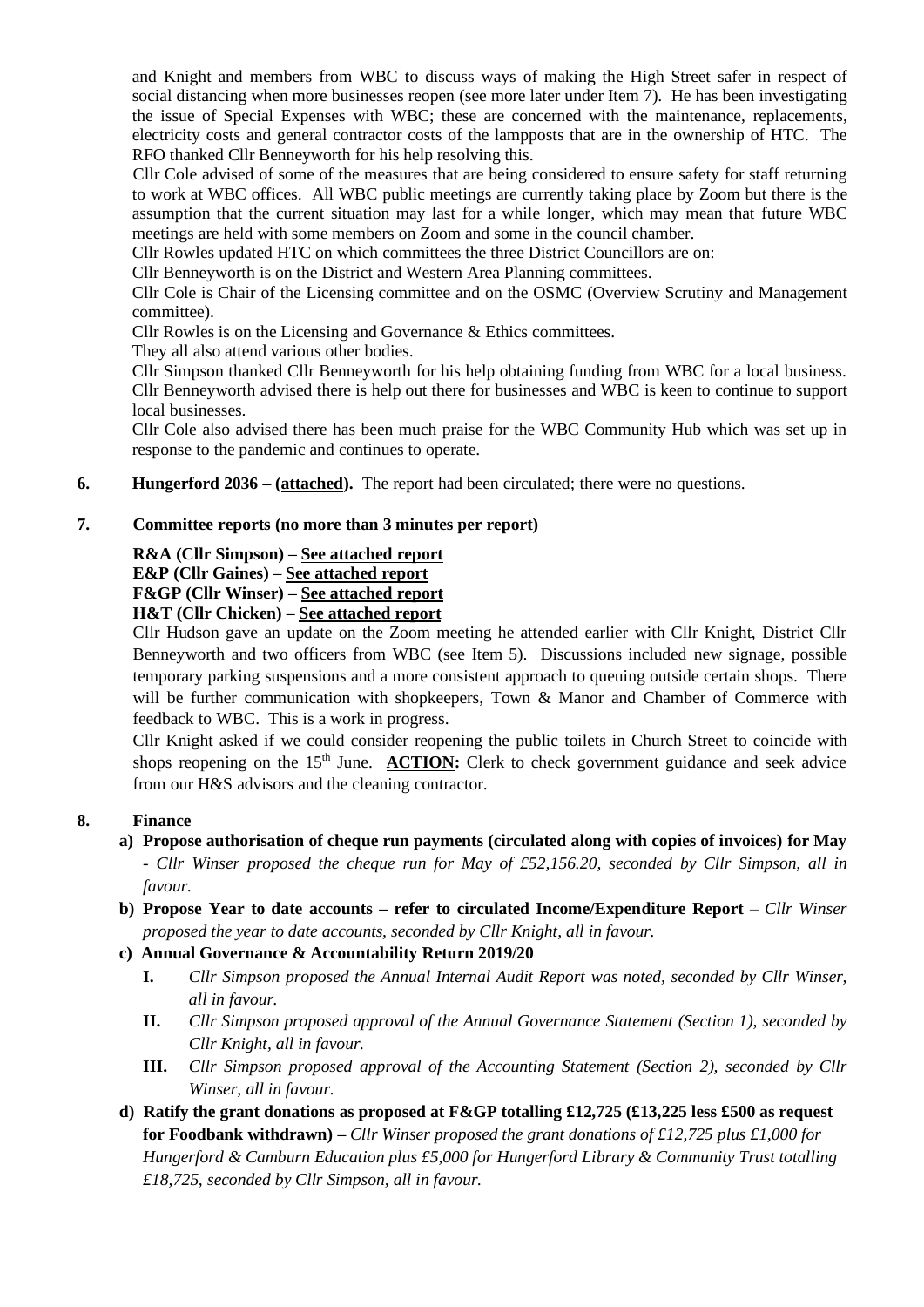and Knight and members from WBC to discuss ways of making the High Street safer in respect of social distancing when more businesses reopen (see more later under Item 7). He has been investigating the issue of Special Expenses with WBC; these are concerned with the maintenance, replacements, electricity costs and general contractor costs of the lampposts that are in the ownership of HTC. The RFO thanked Cllr Benneyworth for his help resolving this.

Cllr Cole advised of some of the measures that are being considered to ensure safety for staff returning to work at WBC offices. All WBC public meetings are currently taking place by Zoom but there is the assumption that the current situation may last for a while longer, which may mean that future WBC meetings are held with some members on Zoom and some in the council chamber.

Cllr Rowles updated HTC on which committees the three District Councillors are on:

Cllr Benneyworth is on the District and Western Area Planning committees.

Cllr Cole is Chair of the Licensing committee and on the OSMC (Overview Scrutiny and Management committee).

Cllr Rowles is on the Licensing and Governance & Ethics committees.

They all also attend various other bodies.

Cllr Simpson thanked Cllr Benneyworth for his help obtaining funding from WBC for a local business. Cllr Benneyworth advised there is help out there for businesses and WBC is keen to continue to support local businesses.

Cllr Cole also advised there has been much praise for the WBC Community Hub which was set up in response to the pandemic and continues to operate.

**6. Hungerford 2036 – (attached).** The report had been circulated; there were no questions.

**7. Committee reports (no more than 3 minutes per report)**

**R&A (Cllr Simpson) – See attached report**
**E&P (Cllr Gaines) – See attached report**
**F&GP (Cllr Winser) – See attached report**
**H&T (Cllr Chicken) – See attached report**

Cllr Hudson gave an update on the Zoom meeting he attended earlier with Cllr Knight, District Cllr Benneyworth and two officers from WBC (see Item 5). Discussions included new signage, possible temporary parking suspensions and a more consistent approach to queuing outside certain shops. There will be further communication with shopkeepers, Town & Manor and Chamber of Commerce with feedback to WBC. This is a work in progress.

Cllr Knight asked if we could consider reopening the public toilets in Church Street to coincide with shops reopening on the 15th June. **ACTION:** Clerk to check government guidance and seek advice from our H&S advisors and the cleaning contractor.

**8. Finance**

**a) Propose authorisation of cheque run payments (circulated along with copies of invoices) for May** - *Cllr Winser proposed the cheque run for May of £52,156.20, seconded by Cllr Simpson, all in favour.*

**b) Propose Year to date accounts – refer to circulated Income/Expenditure Report** – *Cllr Winser proposed the year to date accounts, seconded by Cllr Knight, all in favour.*

**c) Annual Governance & Accountability Return 2019/20**

**I.** *Cllr Simpson proposed the Annual Internal Audit Report was noted, seconded by Cllr Winser, all in favour.*

**II.** *Cllr Simpson proposed approval of the Annual Governance Statement (Section 1), seconded by Cllr Knight, all in favour.*

**III.** *Cllr Simpson proposed approval of the Accounting Statement (Section 2), seconded by Cllr Winser, all in favour.*

**d) Ratify the grant donations as proposed at F&GP totalling £12,725 (£13,225 less £500 as request for Foodbank withdrawn) –** *Cllr Winser proposed the grant donations of £12,725 plus £1,000 for Hungerford & Camburn Education plus £5,000 for Hungerford Library & Community Trust totalling £18,725, seconded by Cllr Simpson, all in favour.*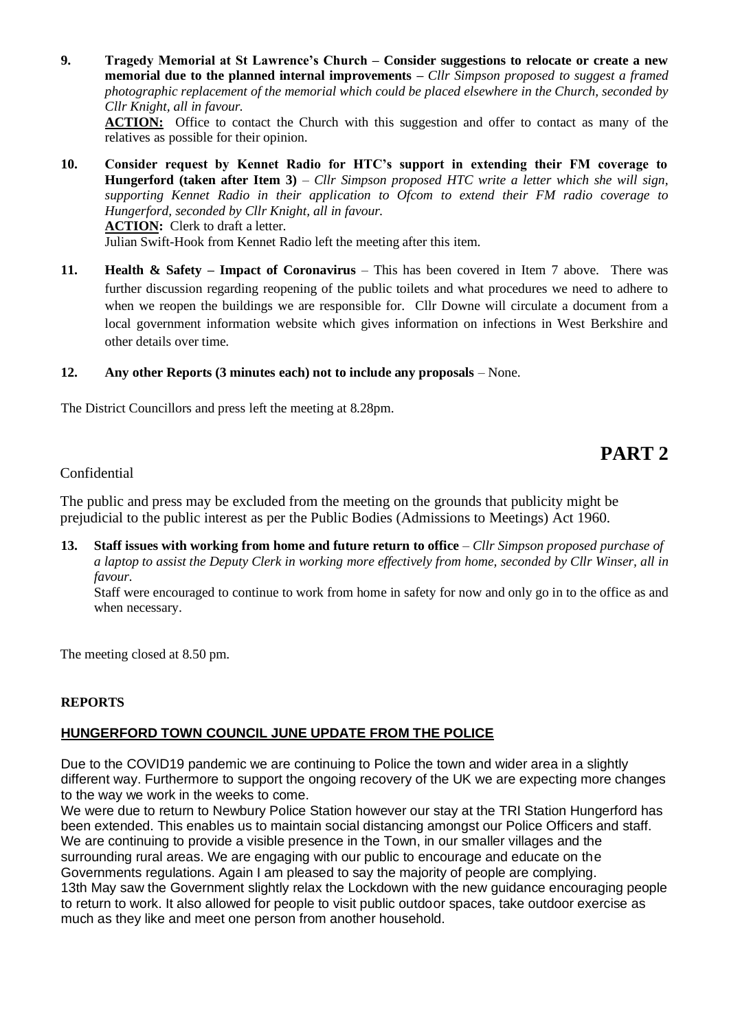**9. Tragedy Memorial at St Lawrence's Church – Consider suggestions to relocate or create a new memorial due to the planned internal improvements –** *Cllr Simpson proposed to suggest a framed photographic replacement of the memorial which could be placed elsewhere in the Church, seconded by Cllr Knight, all in favour.*

**ACTION:** Office to contact the Church with this suggestion and offer to contact as many of the relatives as possible for their opinion.

**10. Consider request by Kennet Radio for HTC's support in extending their FM coverage to Hungerford (taken after Item 3)** – *Cllr Simpson proposed HTC write a letter which she will sign, supporting Kennet Radio in their application to Ofcom to extend their FM radio coverage to Hungerford, seconded by Cllr Knight, all in favour.*

**ACTION:** Clerk to draft a letter.

Julian Swift-Hook from Kennet Radio left the meeting after this item.

**11. Health & Safety – Impact of Coronavirus** – This has been covered in Item 7 above. There was further discussion regarding reopening of the public toilets and what procedures we need to adhere to when we reopen the buildings we are responsible for. Cllr Downe will circulate a document from a local government information website which gives information on infections in West Berkshire and other details over time.

**12. Any other Reports (3 minutes each) not to include any proposals** – None.

The District Councillors and press left the meeting at 8.28pm.

# PART 2

Confidential

The public and press may be excluded from the meeting on the grounds that publicity might be prejudicial to the public interest as per the Public Bodies (Admissions to Meetings) Act 1960.

**13. Staff issues with working from home and future return to office** – *Cllr Simpson proposed purchase of a laptop to assist the Deputy Clerk in working more effectively from home, seconded by Cllr Winser, all in favour.*

Staff were encouraged to continue to work from home in safety for now and only go in to the office as and when necessary.

The meeting closed at 8.50 pm.

**REPORTS**

**HUNGERFORD TOWN COUNCIL JUNE UPDATE FROM THE POLICE**

Due to the COVID19 pandemic we are continuing to Police the town and wider area in a slightly different way. Furthermore to support the ongoing recovery of the UK we are expecting more changes to the way we work in the weeks to come.

We were due to return to Newbury Police Station however our stay at the TRI Station Hungerford has been extended. This enables us to maintain social distancing amongst our Police Officers and staff. We are continuing to provide a visible presence in the Town, in our smaller villages and the surrounding rural areas. We are engaging with our public to encourage and educate on the Governments regulations. Again I am pleased to say the majority of people are complying.

13th May saw the Government slightly relax the Lockdown with the new guidance encouraging people to return to work. It also allowed for people to visit public outdoor spaces, take outdoor exercise as much as they like and meet one person from another household.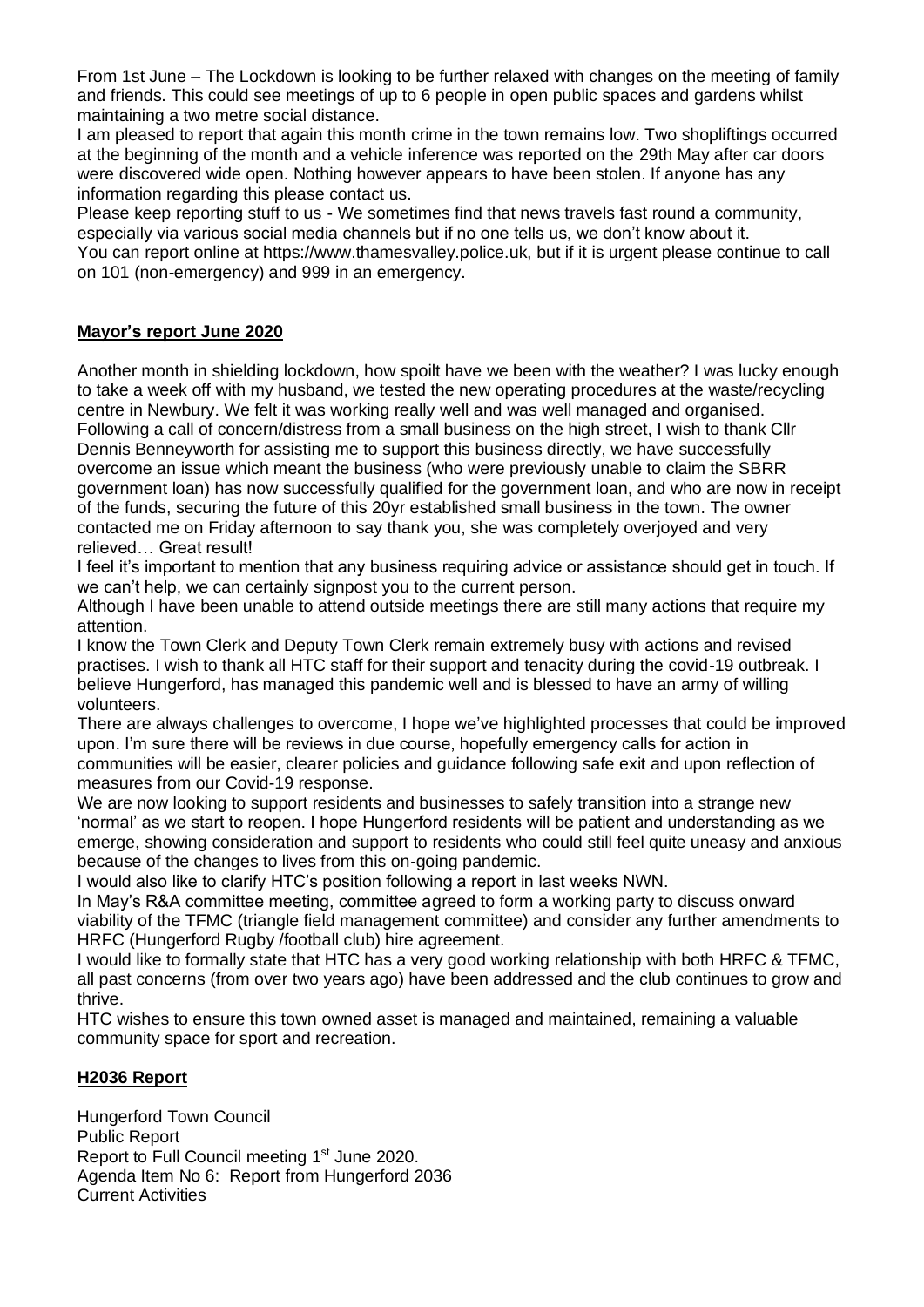From 1st June – The Lockdown is looking to be further relaxed with changes on the meeting of family and friends. This could see meetings of up to 6 people in open public spaces and gardens whilst maintaining a two metre social distance.

I am pleased to report that again this month crime in the town remains low. Two shopliftings occurred at the beginning of the month and a vehicle inference was reported on the 29th May after car doors were discovered wide open. Nothing however appears to have been stolen. If anyone has any information regarding this please contact us.

Please keep reporting stuff to us - We sometimes find that news travels fast round a community, especially via various social media channels but if no one tells us, we don't know about it.

You can report online at https://www.thamesvalley.police.uk, but if it is urgent please continue to call on 101 (non-emergency) and 999 in an emergency.

## **Mayor's report June 2020**

Another month in shielding lockdown, how spoilt have we been with the weather? I was lucky enough to take a week off with my husband, we tested the new operating procedures at the waste/recycling centre in Newbury. We felt it was working really well and was well managed and organised.

Following a call of concern/distress from a small business on the high street, I wish to thank Cllr Dennis Benneyworth for assisting me to support this business directly, we have successfully overcome an issue which meant the business (who were previously unable to claim the SBRR government loan) has now successfully qualified for the government loan, and who are now in receipt of the funds, securing the future of this 20yr established small business in the town. The owner contacted me on Friday afternoon to say thank you, she was completely overjoyed and very relieved… Great result!

I feel it's important to mention that any business requiring advice or assistance should get in touch. If we can't help, we can certainly signpost you to the current person.

Although I have been unable to attend outside meetings there are still many actions that require my attention.

I know the Town Clerk and Deputy Town Clerk remain extremely busy with actions and revised practises. I wish to thank all HTC staff for their support and tenacity during the covid-19 outbreak. I believe Hungerford, has managed this pandemic well and is blessed to have an army of willing volunteers.

There are always challenges to overcome, I hope we've highlighted processes that could be improved upon. I'm sure there will be reviews in due course, hopefully emergency calls for action in communities will be easier, clearer policies and guidance following safe exit and upon reflection of measures from our Covid-19 response.

We are now looking to support residents and businesses to safely transition into a strange new 'normal' as we start to reopen. I hope Hungerford residents will be patient and understanding as we emerge, showing consideration and support to residents who could still feel quite uneasy and anxious because of the changes to lives from this on-going pandemic.

I would also like to clarify HTC's position following a report in last weeks NWN.

In May's R&A committee meeting, committee agreed to form a working party to discuss onward viability of the TFMC (triangle field management committee) and consider any further amendments to HRFC (Hungerford Rugby /football club) hire agreement.

I would like to formally state that HTC has a very good working relationship with both HRFC & TFMC, all past concerns (from over two years ago) have been addressed and the club continues to grow and thrive.

HTC wishes to ensure this town owned asset is managed and maintained, remaining a valuable community space for sport and recreation.

## **H2036 Report**

Hungerford Town Council
Public Report
Report to Full Council meeting 1st June 2020.
Agenda Item No 6: Report from Hungerford 2036
Current Activities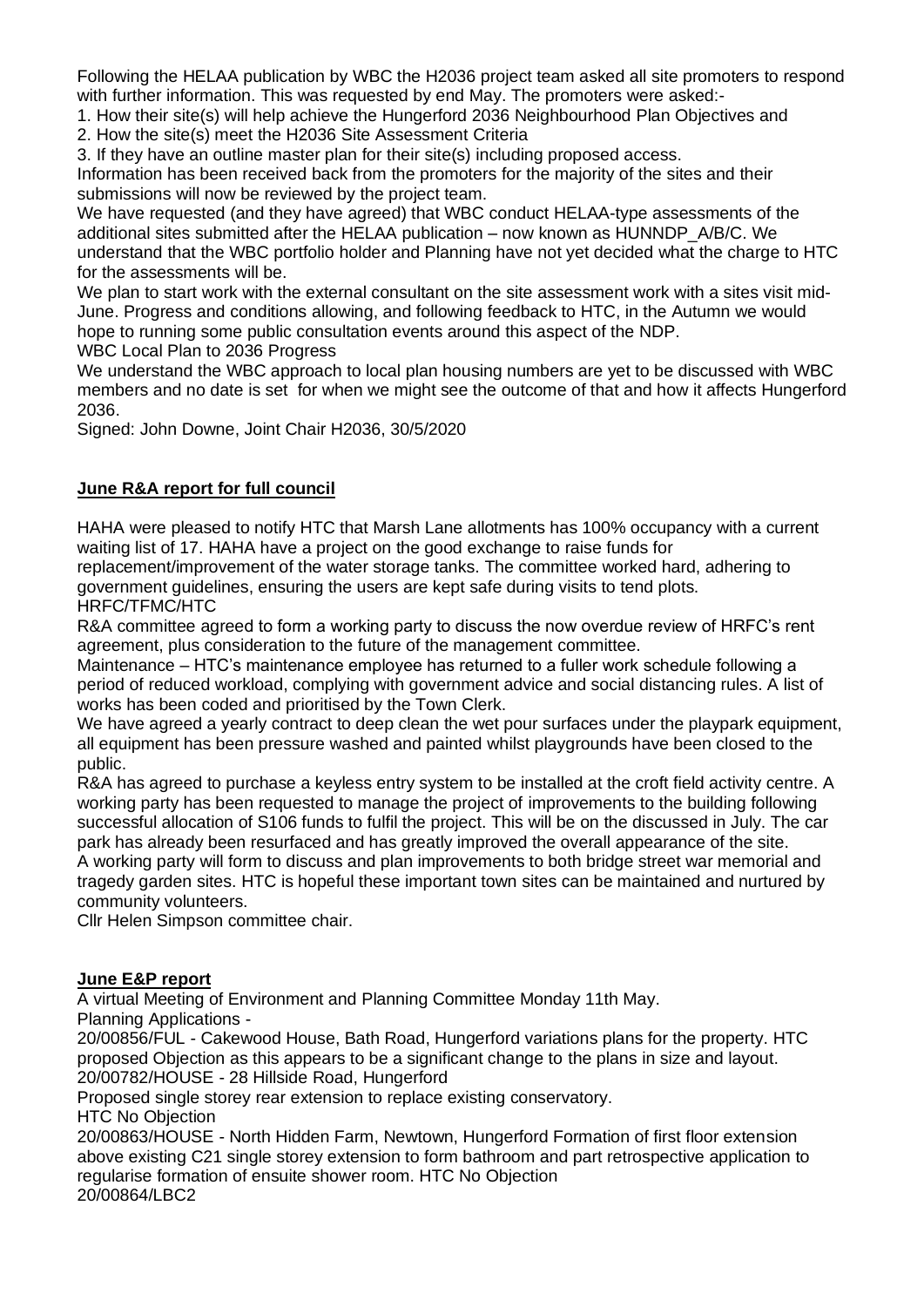Following the HELAA publication by WBC the H2036 project team asked all site promoters to respond with further information. This was requested by end May. The promoters were asked:-

1. How their site(s) will help achieve the Hungerford 2036 Neighbourhood Plan Objectives and
2. How the site(s) meet the H2036 Site Assessment Criteria
3. If they have an outline master plan for their site(s) including proposed access.

Information has been received back from the promoters for the majority of the sites and their submissions will now be reviewed by the project team.

We have requested (and they have agreed) that WBC conduct HELAA-type assessments of the additional sites submitted after the HELAA publication – now known as HUNNDP_A/B/C. We understand that the WBC portfolio holder and Planning have not yet decided what the charge to HTC for the assessments will be.

We plan to start work with the external consultant on the site assessment work with a sites visit mid-June. Progress and conditions allowing, and following feedback to HTC, in the Autumn we would hope to running some public consultation events around this aspect of the NDP.

WBC Local Plan to 2036 Progress

We understand the WBC approach to local plan housing numbers are yet to be discussed with WBC members and no date is set for when we might see the outcome of that and how it affects Hungerford 2036.

Signed: John Downe, Joint Chair H2036, 30/5/2020

## June R&A report for full council

HAHA were pleased to notify HTC that Marsh Lane allotments has 100% occupancy with a current waiting list of 17. HAHA have a project on the good exchange to raise funds for replacement/improvement of the water storage tanks. The committee worked hard, adhering to government guidelines, ensuring the users are kept safe during visits to tend plots.

HRFC/TFMC/HTC

R&A committee agreed to form a working party to discuss the now overdue review of HRFC's rent agreement, plus consideration to the future of the management committee.

Maintenance – HTC's maintenance employee has returned to a fuller work schedule following a period of reduced workload, complying with government advice and social distancing rules. A list of works has been coded and prioritised by the Town Clerk.

We have agreed a yearly contract to deep clean the wet pour surfaces under the playpark equipment, all equipment has been pressure washed and painted whilst playgrounds have been closed to the public.

R&A has agreed to purchase a keyless entry system to be installed at the croft field activity centre. A working party has been requested to manage the project of improvements to the building following successful allocation of S106 funds to fulfil the project. This will be on the discussed in July. The car park has already been resurfaced and has greatly improved the overall appearance of the site.

A working party will form to discuss and plan improvements to both bridge street war memorial and tragedy garden sites. HTC is hopeful these important town sites can be maintained and nurtured by community volunteers.

Cllr Helen Simpson committee chair.

## June E&P report

A virtual Meeting of Environment and Planning Committee Monday 11th May.

Planning Applications -

20/00856/FUL - Cakewood House, Bath Road, Hungerford variations plans for the property. HTC proposed Objection as this appears to be a significant change to the plans in size and layout.

20/00782/HOUSE - 28 Hillside Road, Hungerford

Proposed single storey rear extension to replace existing conservatory.

HTC No Objection

20/00863/HOUSE - North Hidden Farm, Newtown, Hungerford Formation of first floor extension above existing C21 single storey extension to form bathroom and part retrospective application to regularise formation of ensuite shower room. HTC No Objection

20/00864/LBC2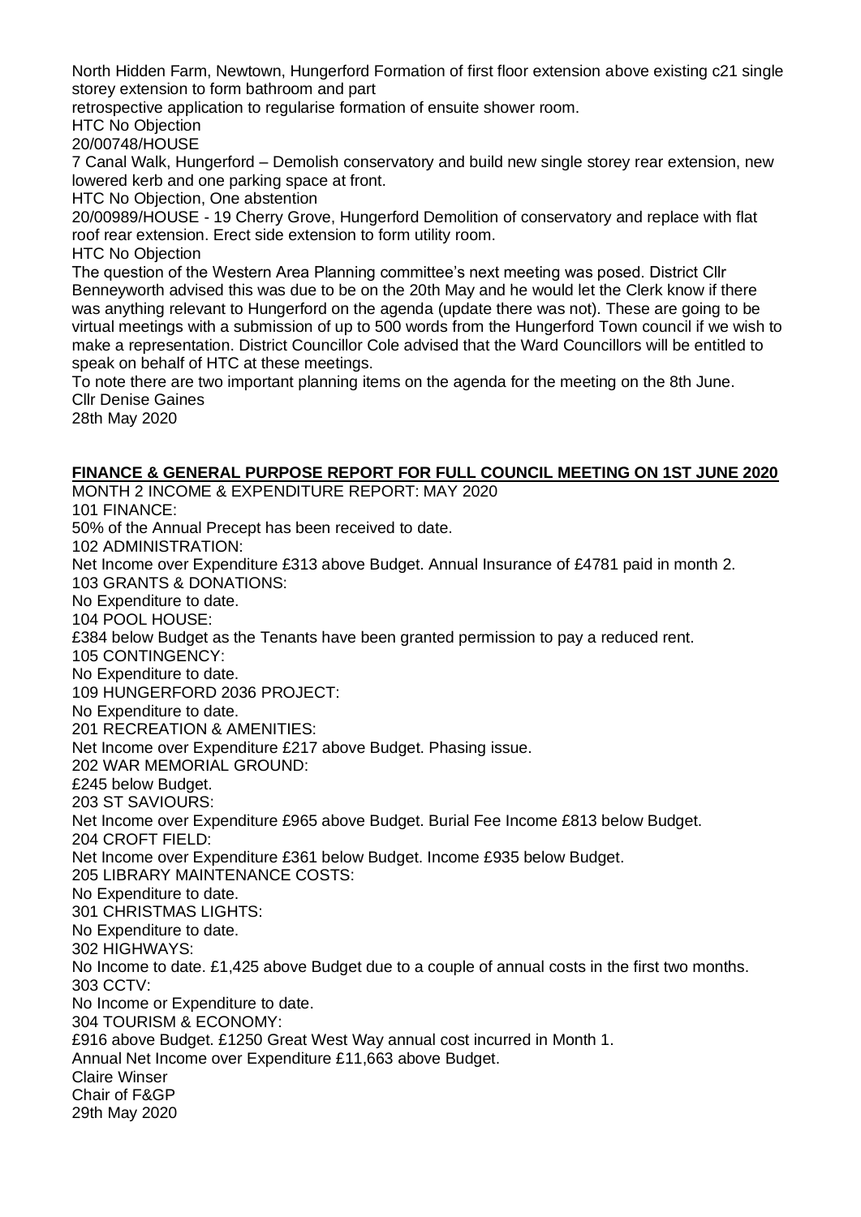North Hidden Farm, Newtown, Hungerford Formation of first floor extension above existing c21 single storey extension to form bathroom and part
retrospective application to regularise formation of ensuite shower room.
HTC No Objection
20/00748/HOUSE
7 Canal Walk, Hungerford – Demolish conservatory and build new single storey rear extension, new lowered kerb and one parking space at front.
HTC No Objection, One abstention
20/00989/HOUSE - 19 Cherry Grove, Hungerford Demolition of conservatory and replace with flat roof rear extension. Erect side extension to form utility room.
HTC No Objection
The question of the Western Area Planning committee's next meeting was posed. District Cllr Benneyworth advised this was due to be on the 20th May and he would let the Clerk know if there was anything relevant to Hungerford on the agenda (update there was not). These are going to be virtual meetings with a submission of up to 500 words from the Hungerford Town council if we wish to make a representation. District Councillor Cole advised that the Ward Councillors will be entitled to speak on behalf of HTC at these meetings.
To note there are two important planning items on the agenda for the meeting on the 8th June.
Cllr Denise Gaines
28th May 2020

**FINANCE & GENERAL PURPOSE REPORT FOR FULL COUNCIL MEETING ON 1ST JUNE 2020**

MONTH 2 INCOME & EXPENDITURE REPORT: MAY 2020
101 FINANCE:
50% of the Annual Precept has been received to date.
102 ADMINISTRATION:
Net Income over Expenditure £313 above Budget. Annual Insurance of £4781 paid in month 2.
103 GRANTS & DONATIONS:
No Expenditure to date.
104 POOL HOUSE:
£384 below Budget as the Tenants have been granted permission to pay a reduced rent.
105 CONTINGENCY:
No Expenditure to date.
109 HUNGERFORD 2036 PROJECT:
No Expenditure to date.
201 RECREATION & AMENITIES:
Net Income over Expenditure £217 above Budget. Phasing issue.
202 WAR MEMORIAL GROUND:
£245 below Budget.
203 ST SAVIOURS:
Net Income over Expenditure £965 above Budget. Burial Fee Income £813 below Budget.
204 CROFT FIELD:
Net Income over Expenditure £361 below Budget. Income £935 below Budget.
205 LIBRARY MAINTENANCE COSTS:
No Expenditure to date.
301 CHRISTMAS LIGHTS:
No Expenditure to date.
302 HIGHWAYS:
No Income to date. £1,425 above Budget due to a couple of annual costs in the first two months.
303 CCTV:
No Income or Expenditure to date.
304 TOURISM & ECONOMY:
£916 above Budget. £1250 Great West Way annual cost incurred in Month 1.
Annual Net Income over Expenditure £11,663 above Budget.
Claire Winser
Chair of F&GP
29th May 2020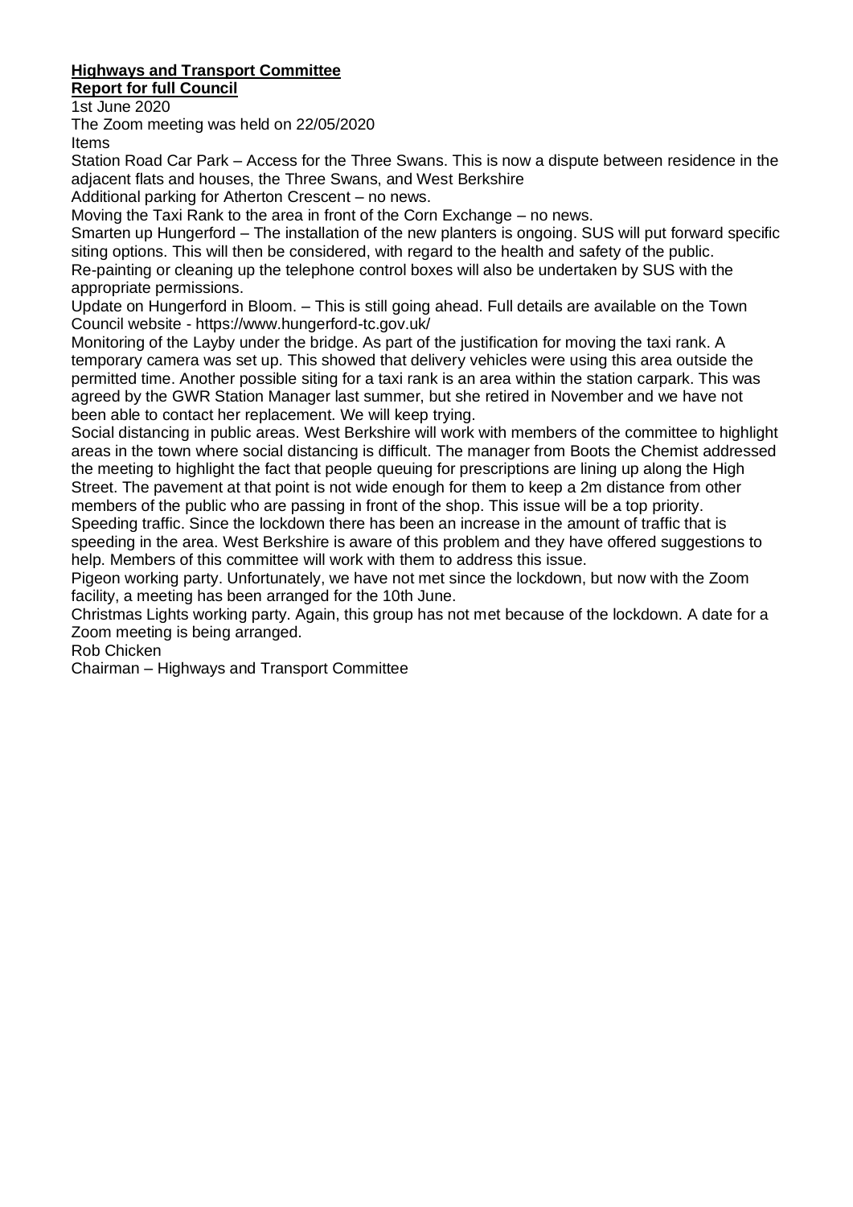**Highways and Transport Committee**
**Report for full Council**

1st June 2020

The Zoom meeting was held on 22/05/2020

Items

Station Road Car Park – Access for the Three Swans. This is now a dispute between residence in the adjacent flats and houses, the Three Swans, and West Berkshire

Additional parking for Atherton Crescent – no news.

Moving the Taxi Rank to the area in front of the Corn Exchange – no news.

Smarten up Hungerford – The installation of the new planters is ongoing. SUS will put forward specific siting options. This will then be considered, with regard to the health and safety of the public.

Re-painting or cleaning up the telephone control boxes will also be undertaken by SUS with the appropriate permissions.

Update on Hungerford in Bloom. – This is still going ahead. Full details are available on the Town Council website - https://www.hungerford-tc.gov.uk/

Monitoring of the Layby under the bridge. As part of the justification for moving the taxi rank. A temporary camera was set up. This showed that delivery vehicles were using this area outside the permitted time. Another possible siting for a taxi rank is an area within the station carpark. This was agreed by the GWR Station Manager last summer, but she retired in November and we have not been able to contact her replacement. We will keep trying.

Social distancing in public areas. West Berkshire will work with members of the committee to highlight areas in the town where social distancing is difficult. The manager from Boots the Chemist addressed the meeting to highlight the fact that people queuing for prescriptions are lining up along the High Street. The pavement at that point is not wide enough for them to keep a 2m distance from other members of the public who are passing in front of the shop. This issue will be a top priority.

Speeding traffic. Since the lockdown there has been an increase in the amount of traffic that is speeding in the area. West Berkshire is aware of this problem and they have offered suggestions to help. Members of this committee will work with them to address this issue.

Pigeon working party. Unfortunately, we have not met since the lockdown, but now with the Zoom facility, a meeting has been arranged for the 10th June.

Christmas Lights working party. Again, this group has not met because of the lockdown. A date for a Zoom meeting is being arranged.

Rob Chicken

Chairman – Highways and Transport Committee